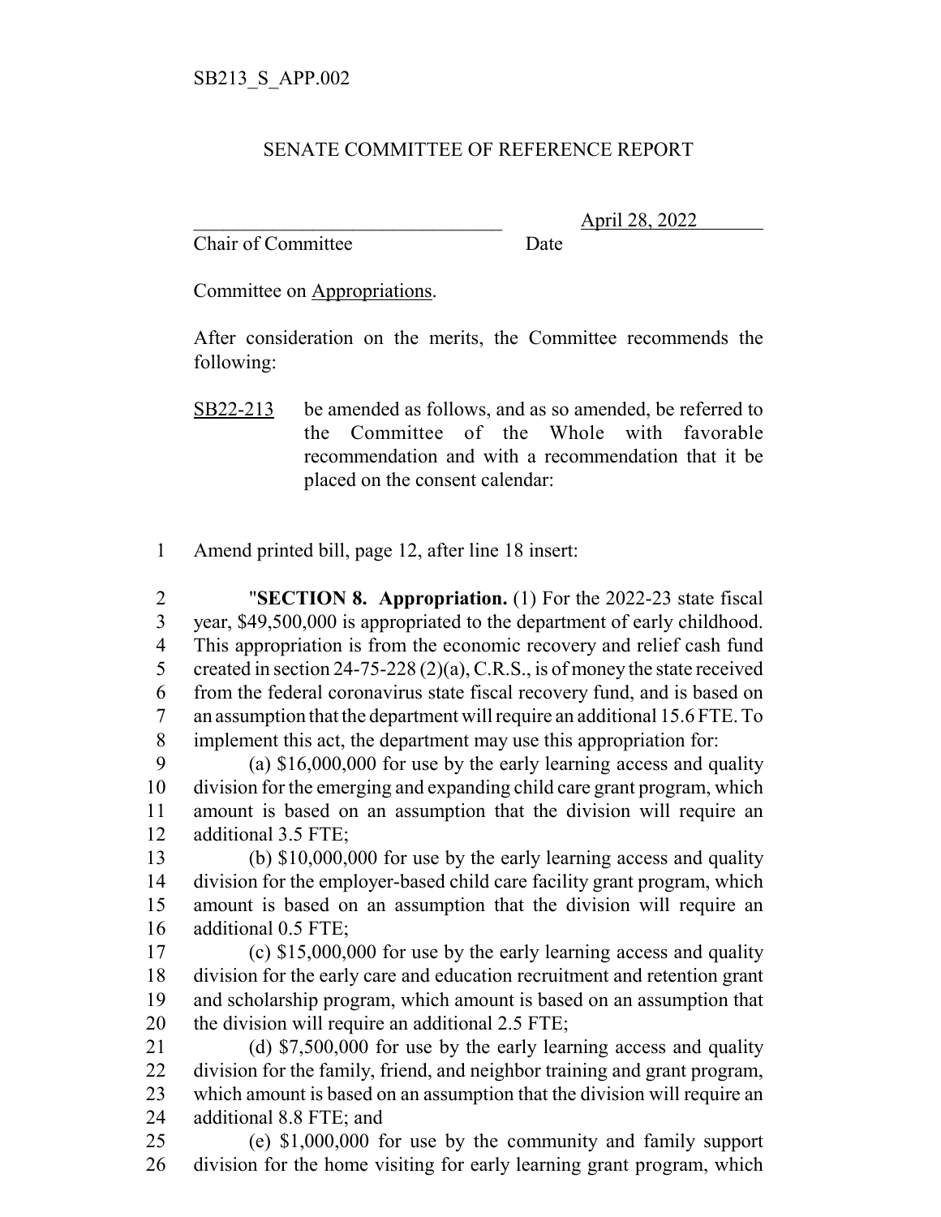SB213_S_APP.002

SENATE COMMITTEE OF REFERENCE REPORT

________________________________ April 28, 2022
Chair of Committee Date

Committee on Appropriations.

After consideration on the merits, the Committee recommends the following:

SB22-213 be amended as follows, and as so amended, be referred to the Committee of the Whole with favorable recommendation and with a recommendation that it be placed on the consent calendar:

1 Amend printed bill, page 12, after line 18 insert:

2 "**SECTION 8. Appropriation.** (1) For the 2022-23 state fiscal
3 year, $49,500,000 is appropriated to the department of early childhood.
4 This appropriation is from the economic recovery and relief cash fund
5 created in section 24-75-228 (2)(a), C.R.S., is of money the state received
6 from the federal coronavirus state fiscal recovery fund, and is based on
7 an assumption that the department will require an additional 15.6 FTE. To
8 implement this act, the department may use this appropriation for:
9 (a) $16,000,000 for use by the early learning access and quality
10 division for the emerging and expanding child care grant program, which
11 amount is based on an assumption that the division will require an
12 additional 3.5 FTE;
13 (b) $10,000,000 for use by the early learning access and quality
14 division for the employer-based child care facility grant program, which
15 amount is based on an assumption that the division will require an
16 additional 0.5 FTE;
17 (c) $15,000,000 for use by the early learning access and quality
18 division for the early care and education recruitment and retention grant
19 and scholarship program, which amount is based on an assumption that
20 the division will require an additional 2.5 FTE;
21 (d) $7,500,000 for use by the early learning access and quality
22 division for the family, friend, and neighbor training and grant program,
23 which amount is based on an assumption that the division will require an
24 additional 8.8 FTE; and
25 (e) $1,000,000 for use by the community and family support
26 division for the home visiting for early learning grant program, which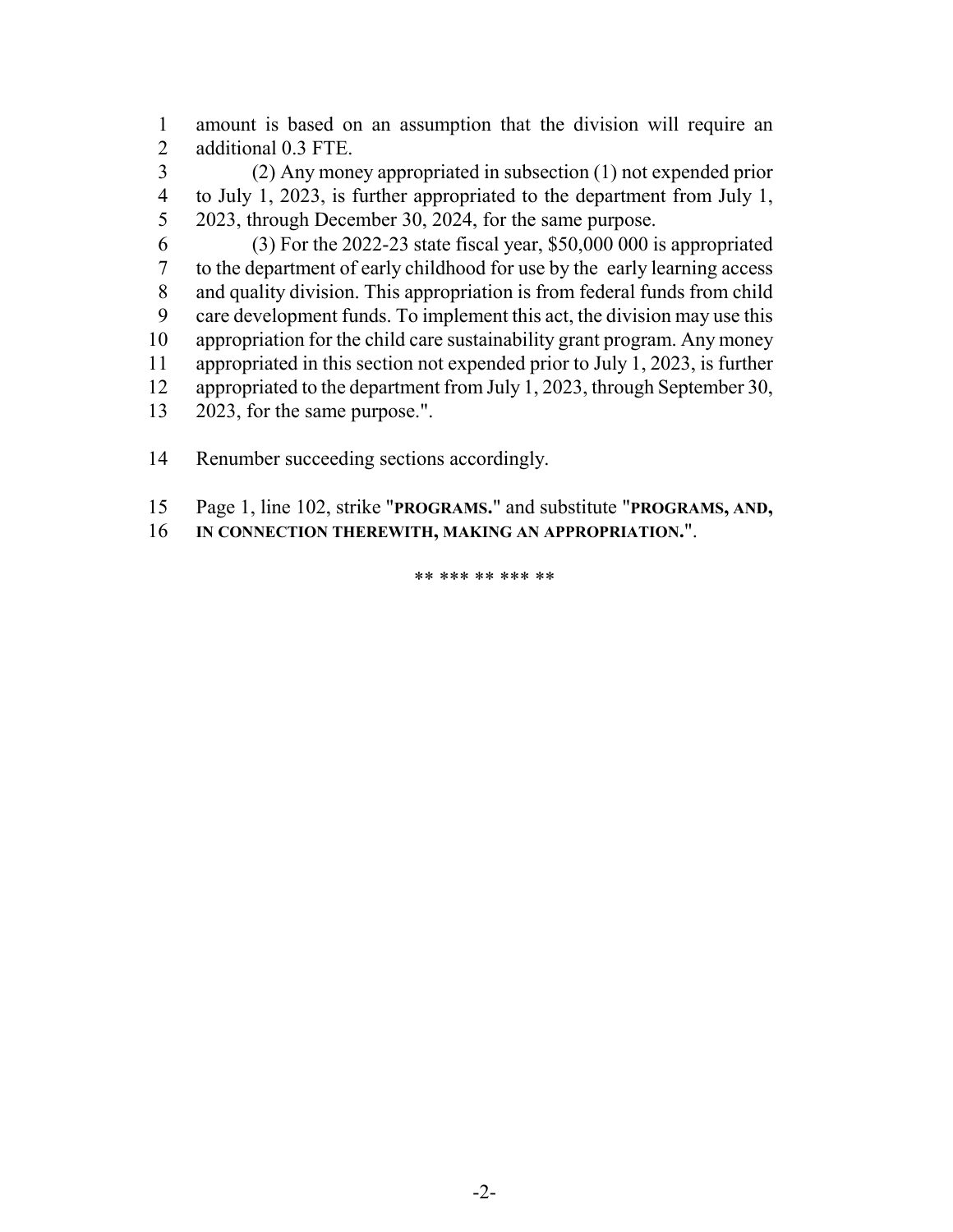amount is based on an assumption that the division will require an additional 0.3 FTE.

(2) Any money appropriated in subsection (1) not expended prior to July 1, 2023, is further appropriated to the department from July 1, 2023, through December 30, 2024, for the same purpose.

(3) For the 2022-23 state fiscal year, $50,000 000 is appropriated to the department of early childhood for use by the early learning access and quality division. This appropriation is from federal funds from child care development funds. To implement this act, the division may use this appropriation for the child care sustainability grant program. Any money appropriated in this section not expended prior to July 1, 2023, is further appropriated to the department from July 1, 2023, through September 30, 2023, for the same purpose.".

Renumber succeeding sections accordingly.

Page 1, line 102, strike "**PROGRAMS.**" and substitute "**PROGRAMS, AND, IN CONNECTION THEREWITH, MAKING AN APPROPRIATION.**".

** *** ** *** **